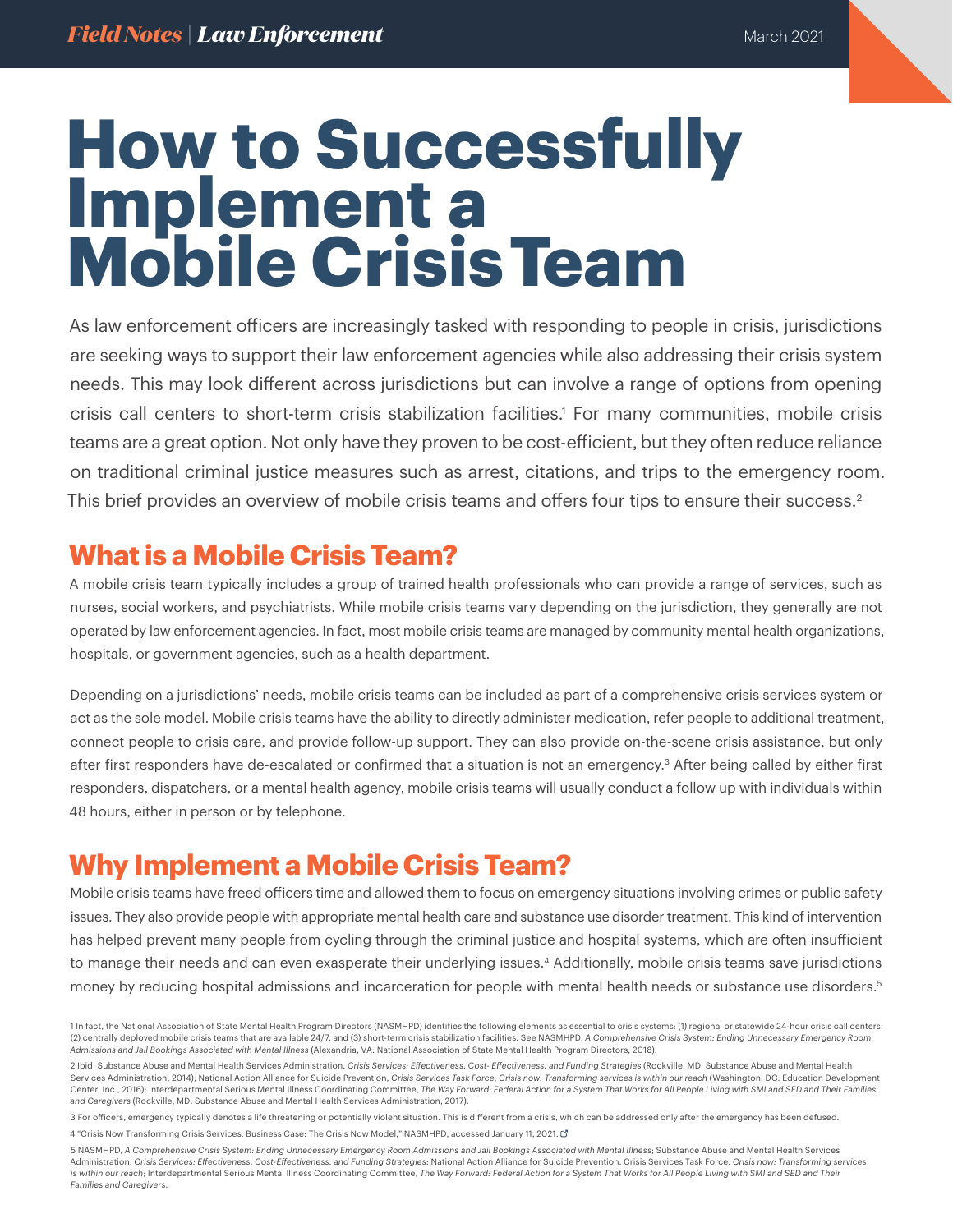# How to Successfully Implement a Mobile Crisis Team

As law enforcement officers are increasingly tasked with responding to people in crisis, jurisdictions are seeking ways to support their law enforcement agencies while also addressing their crisis system needs. This may look different across jurisdictions but can involve a range of options from opening crisis call centers to short-term crisis stabilization facilities.[1] For many communities, mobile crisis teams are a great option. Not only have they proven to be cost-efficient, but they often reduce reliance on traditional criminal justice measures such as arrest, citations, and trips to the emergency room. This brief provides an overview of mobile crisis teams and offers four tips to ensure their success.[2]

## What is a Mobile Crisis Team?

A mobile crisis team typically includes a group of trained health professionals who can provide a range of services, such as nurses, social workers, and psychiatrists. While mobile crisis teams vary depending on the jurisdiction, they generally are not operated by law enforcement agencies. In fact, most mobile crisis teams are managed by community mental health organizations, hospitals, or government agencies, such as a health department.

Depending on a jurisdictions' needs, mobile crisis teams can be included as part of a comprehensive crisis services system or act as the sole model. Mobile crisis teams have the ability to directly administer medication, refer people to additional treatment, connect people to crisis care, and provide follow-up support. They can also provide on-the-scene crisis assistance, but only after first responders have de-escalated or confirmed that a situation is not an emergency.[3] After being called by either first responders, dispatchers, or a mental health agency, mobile crisis teams will usually conduct a follow up with individuals within 48 hours, either in person or by telephone.

## Why Implement a Mobile Crisis Team?

Mobile crisis teams have freed officers time and allowed them to focus on emergency situations involving crimes or public safety issues. They also provide people with appropriate mental health care and substance use disorder treatment. This kind of intervention has helped prevent many people from cycling through the criminal justice and hospital systems, which are often insufficient to manage their needs and can even exasperate their underlying issues.[4] Additionally, mobile crisis teams save jurisdictions money by reducing hospital admissions and incarceration for people with mental health needs or substance use disorders.[5]

---

1 In fact, the National Association of State Mental Health Program Directors (NASMHPD) identifies the following elements as essential to crisis systems: (1) regional or statewide 24-hour crisis call centers, (2) centrally deployed mobile crisis teams that are available 24/7, and (3) short-term crisis stabilization facilities. See NASMHPD, *A Comprehensive Crisis System: Ending Unnecessary Emergency Room Admissions and Jail Bookings Associated with Mental Illness* (Alexandria, VA: National Association of State Mental Health Program Directors, 2018).

2 Ibid; Substance Abuse and Mental Health Services Administration, *Crisis Services: Effectiveness, Cost- Effectiveness, and Funding Strategies* (Rockville, MD: Substance Abuse and Mental Health Services Administration, 2014); National Action Alliance for Suicide Prevention, *Crisis Services Task Force, Crisis now: Transforming services is within our reach* (Washington, DC: Education Development Center, Inc., 2016); Interdepartmental Serious Mental Illness Coordinating Committee, *The Way Forward: Federal Action for a System That Works for All People Living with SMI and SED and Their Families and Caregivers* (Rockville, MD: Substance Abuse and Mental Health Services Administration, 2017).

3 For officers, emergency typically denotes a life threatening or potentially violent situation. This is different from a crisis, which can be addressed only after the emergency has been defused.

4 "Crisis Now Transforming Crisis Services. Business Case: The Crisis Now Model," NASMHPD, accessed January 11, 2021.

5 NASMHPD, *A Comprehensive Crisis System: Ending Unnecessary Emergency Room Admissions and Jail Bookings Associated with Mental Illness*; Substance Abuse and Mental Health Services Administration, *Crisis Services: Effectiveness, Cost-Effectiveness, and Funding Strategies*; National Action Alliance for Suicide Prevention, Crisis Services Task Force, *Crisis now: Transforming services is within our reach*; Interdepartmental Serious Mental Illness Coordinating Committee, *The Way Forward: Federal Action for a System That Works for All People Living with SMI and SED and Their Families and Caregivers*.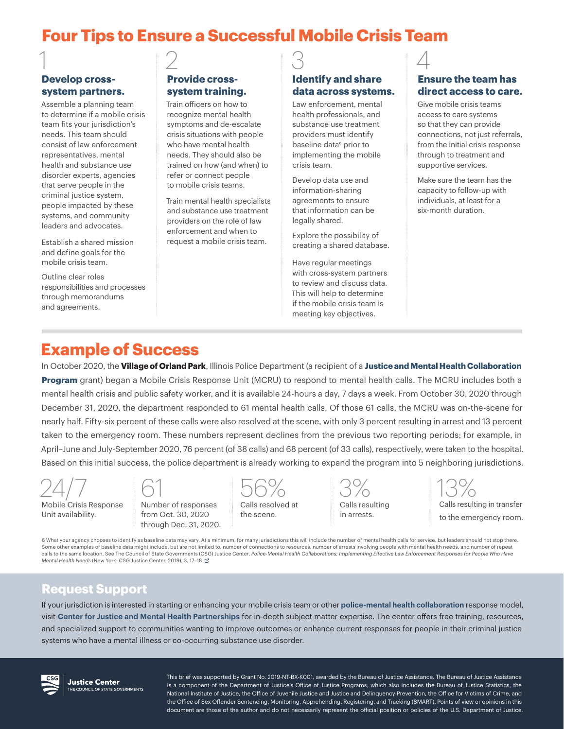# Four Tips to Ensure a Successful Mobile Crisis Team

## 1

### Develop cross-system partners.

Assemble a planning team to determine if a mobile crisis team fits your jurisdiction's needs. This team should consist of law enforcement representatives, mental health and substance use disorder experts, agencies that serve people in the criminal justice system, people impacted by these systems, and community leaders and advocates.

Establish a shared mission and define goals for the mobile crisis team.

Outline clear roles responsibilities and processes through memorandums and agreements.

## 2

### Provide cross-system training.

Train officers on how to recognize mental health symptoms and de-escalate crisis situations with people who have mental health needs. They should also be trained on how (and when) to refer or connect people to mobile crisis teams.

Train mental health specialists and substance use treatment providers on the role of law enforcement and when to request a mobile crisis team.

## 3

### Identify and share data across systems.

Law enforcement, mental health professionals, and substance use treatment providers must identify baseline data[6] prior to implementing the mobile crisis team.

Develop data use and information-sharing agreements to ensure that information can be legally shared.

Explore the possibility of creating a shared database.

Have regular meetings with cross-system partners to review and discuss data. This will help to determine if the mobile crisis team is meeting key objectives.

## 4

### Ensure the team has direct access to care.

Give mobile crisis teams access to care systems so that they can provide connections, not just referrals, from the initial crisis response through to treatment and supportive services.

Make sure the team has the capacity to follow-up with individuals, at least for a six-month duration.

# Example of Success

In October 2020, the **Village of Orland Park**, Illinois Police Department (a recipient of a **Justice and Mental Health Collaboration Program** grant) began a Mobile Crisis Response Unit (MCRU) to respond to mental health calls. The MCRU includes both a mental health crisis and public safety worker, and it is available 24-hours a day, 7 days a week. From October 30, 2020 through December 31, 2020, the department responded to 61 mental health calls. Of those 61 calls, the MCRU was on-the-scene for nearly half. Fifty-six percent of these calls were also resolved at the scene, with only 3 percent resulting in arrest and 13 percent taken to the emergency room. These numbers represent declines from the previous two reporting periods; for example, in April–June and July-September 2020, 76 percent (of 38 calls) and 68 percent (of 33 calls), respectively, were taken to the hospital. Based on this initial success, the police department is already working to expand the program into 5 neighboring jurisdictions.

24/7
Mobile Crisis Response Unit availability.

61
Number of responses from Oct. 30, 2020 through Dec. 31, 2020.

56%
Calls resolved at the scene.

3%
Calls resulting in arrests.

13%
Calls resulting in transfer to the emergency room.

6 What your agency chooses to identify as baseline data may vary. At a minimum, for many jurisdictions this will include the number of mental health calls for service, but leaders should not stop there. Some other examples of baseline data might include, but are not limited to, number of connections to resources, number of arrests involving people with mental health needs, and number of repeat calls to the same location. See The Council of State Governments (CSG) Justice Center, *Police-Mental Health Collaborations: Implementing Effective Law Enforcement Responses for People Who Have Mental Health Needs* (New York: CSG Justice Center, 2019), 3, 17–18.

## Request Support

If your jurisdiction is interested in starting or enhancing your mobile crisis team or other **police-mental health collaboration** response model, visit **Center for Justice and Mental Health Partnerships** for in-depth subject matter expertise. The center offers free training, resources, and specialized support to communities wanting to improve outcomes or enhance current responses for people in their criminal justice systems who have a mental illness or co-occurring substance use disorder.

CSG Justice Center
THE COUNCIL OF STATE GOVERNMENTS

This brief was supported by Grant No. 2019-NT-BX-K001, awarded by the Bureau of Justice Assistance. The Bureau of Justice Assistance is a component of the Department of Justice's Office of Justice Programs, which also includes the Bureau of Justice Statistics, the National Institute of Justice, the Office of Juvenile Justice and Justice and Delinquency Prevention, the Office for Victims of Crime, and the Office of Sex Offender Sentencing, Monitoring, Apprehending, Registering, and Tracking (SMART). Points of view or opinions in this document are those of the author and do not necessarily represent the official position or policies of the U.S. Department of Justice.